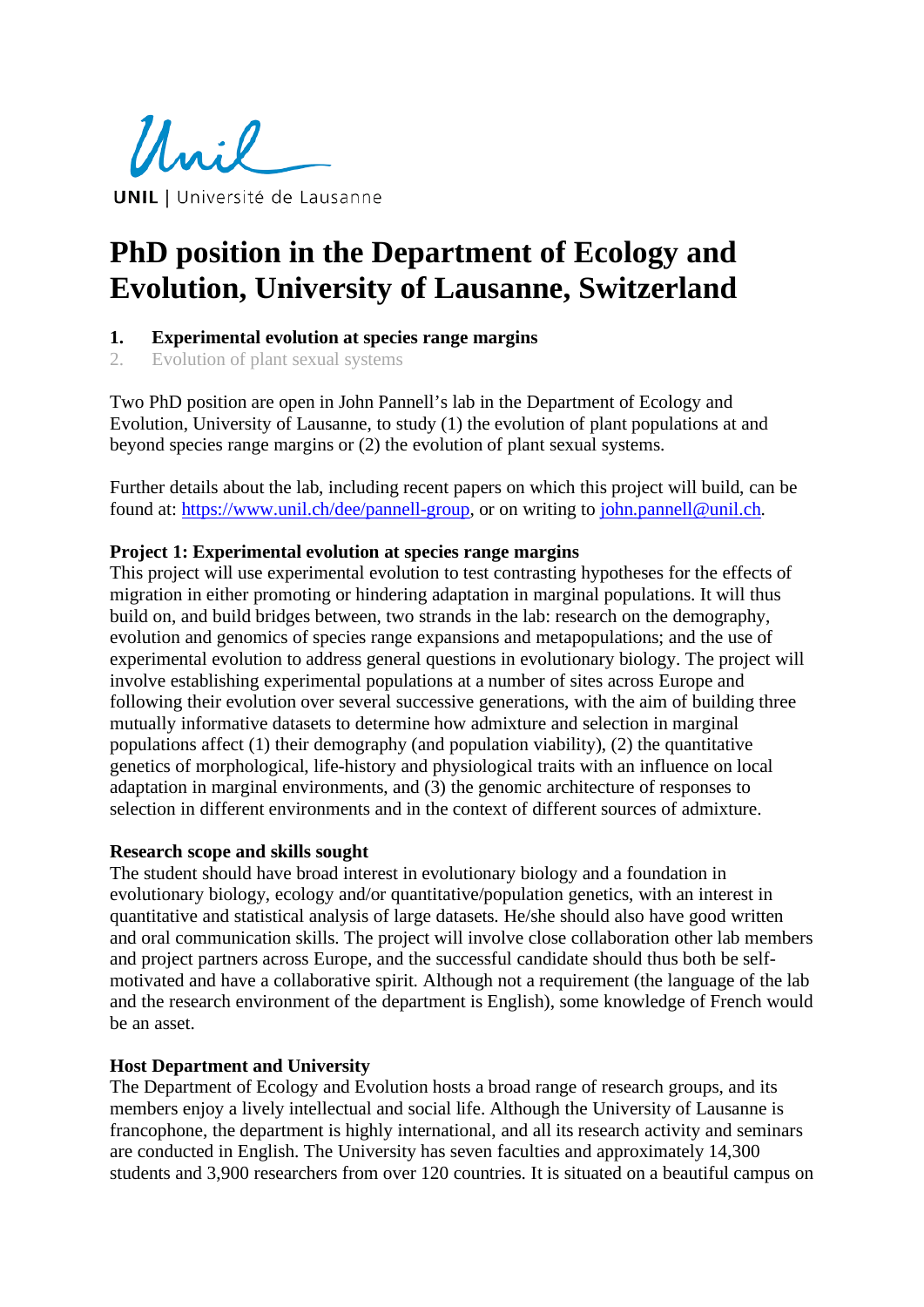UNIL | Université de Lausanne

# PhD position in the Department of Ecology and Evolution, University of Lausanne, Switzerland

1. **Experimental evolution at species range margins**
2. Evolution of plant sexual systems

Two PhD position are open in John Pannell's lab in the Department of Ecology and Evolution, University of Lausanne, to study (1) the evolution of plant populations at and beyond species range margins or (2) the evolution of plant sexual systems.

Further details about the lab, including recent papers on which this project will build, can be found at: https://www.unil.ch/dee/pannell-group, or on writing to john.pannell@unil.ch.

**Project 1: Experimental evolution at species range margins**
This project will use experimental evolution to test contrasting hypotheses for the effects of migration in either promoting or hindering adaptation in marginal populations. It will thus build on, and build bridges between, two strands in the lab: research on the demography, evolution and genomics of species range expansions and metapopulations; and the use of experimental evolution to address general questions in evolutionary biology. The project will involve establishing experimental populations at a number of sites across Europe and following their evolution over several successive generations, with the aim of building three mutually informative datasets to determine how admixture and selection in marginal populations affect (1) their demography (and population viability), (2) the quantitative genetics of morphological, life-history and physiological traits with an influence on local adaptation in marginal environments, and (3) the genomic architecture of responses to selection in different environments and in the context of different sources of admixture.

**Research scope and skills sought**
The student should have broad interest in evolutionary biology and a foundation in evolutionary biology, ecology and/or quantitative/population genetics, with an interest in quantitative and statistical analysis of large datasets. He/she should also have good written and oral communication skills. The project will involve close collaboration other lab members and project partners across Europe, and the successful candidate should thus both be self-motivated and have a collaborative spirit. Although not a requirement (the language of the lab and the research environment of the department is English), some knowledge of French would be an asset.

**Host Department and University**
The Department of Ecology and Evolution hosts a broad range of research groups, and its members enjoy a lively intellectual and social life. Although the University of Lausanne is francophone, the department is highly international, and all its research activity and seminars are conducted in English. The University has seven faculties and approximately 14,300 students and 3,900 researchers from over 120 countries. It is situated on a beautiful campus on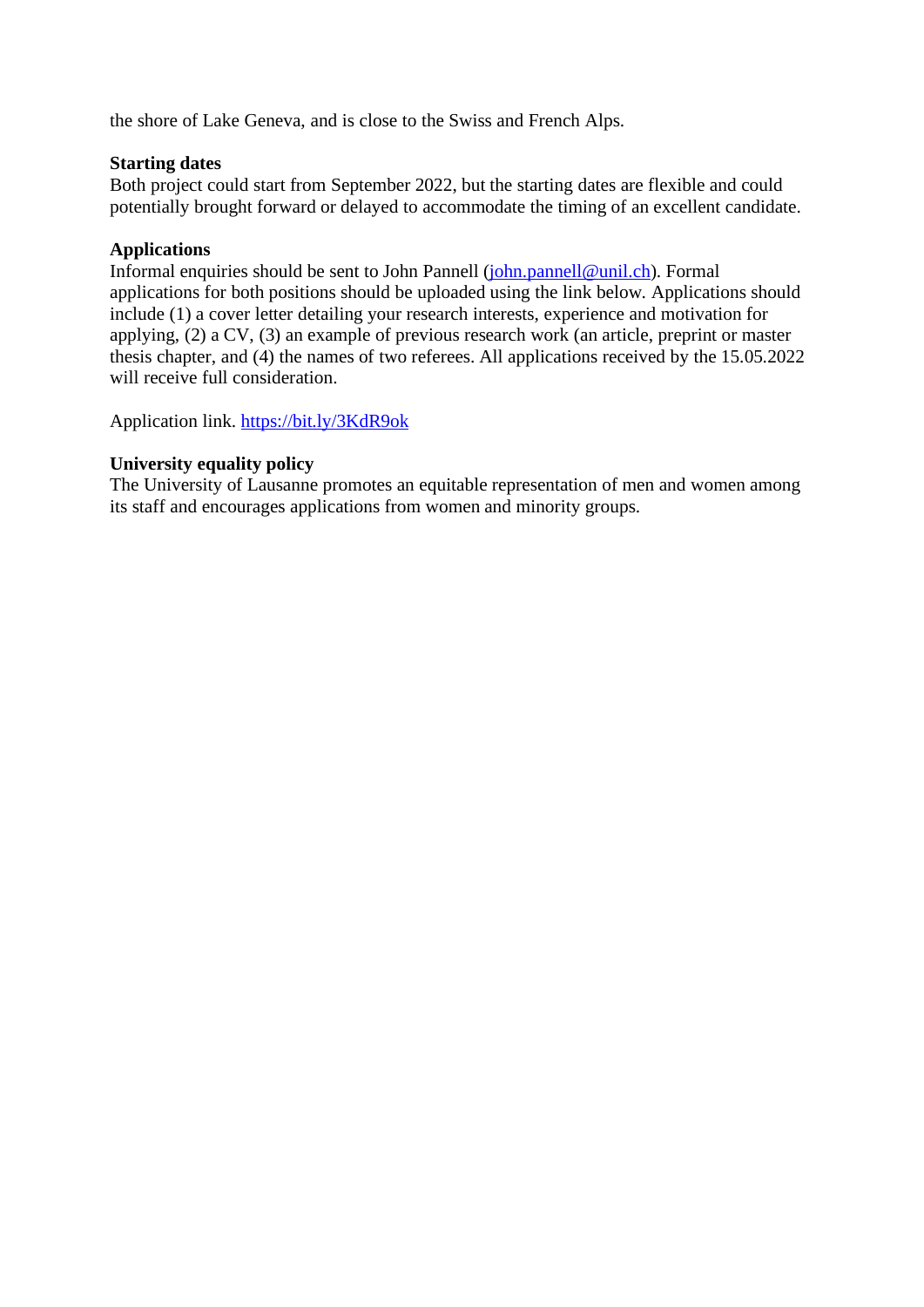the shore of Lake Geneva, and is close to the Swiss and French Alps.

**Starting dates**
Both project could start from September 2022, but the starting dates are flexible and could potentially brought forward or delayed to accommodate the timing of an excellent candidate.

**Applications**
Informal enquiries should be sent to John Pannell (john.pannell@unil.ch). Formal applications for both positions should be uploaded using the link below. Applications should include (1) a cover letter detailing your research interests, experience and motivation for applying, (2) a CV, (3) an example of previous research work (an article, preprint or master thesis chapter, and (4) the names of two referees. All applications received by the 15.05.2022 will receive full consideration.

Application link. https://bit.ly/3KdR9ok

**University equality policy**
The University of Lausanne promotes an equitable representation of men and women among its staff and encourages applications from women and minority groups.